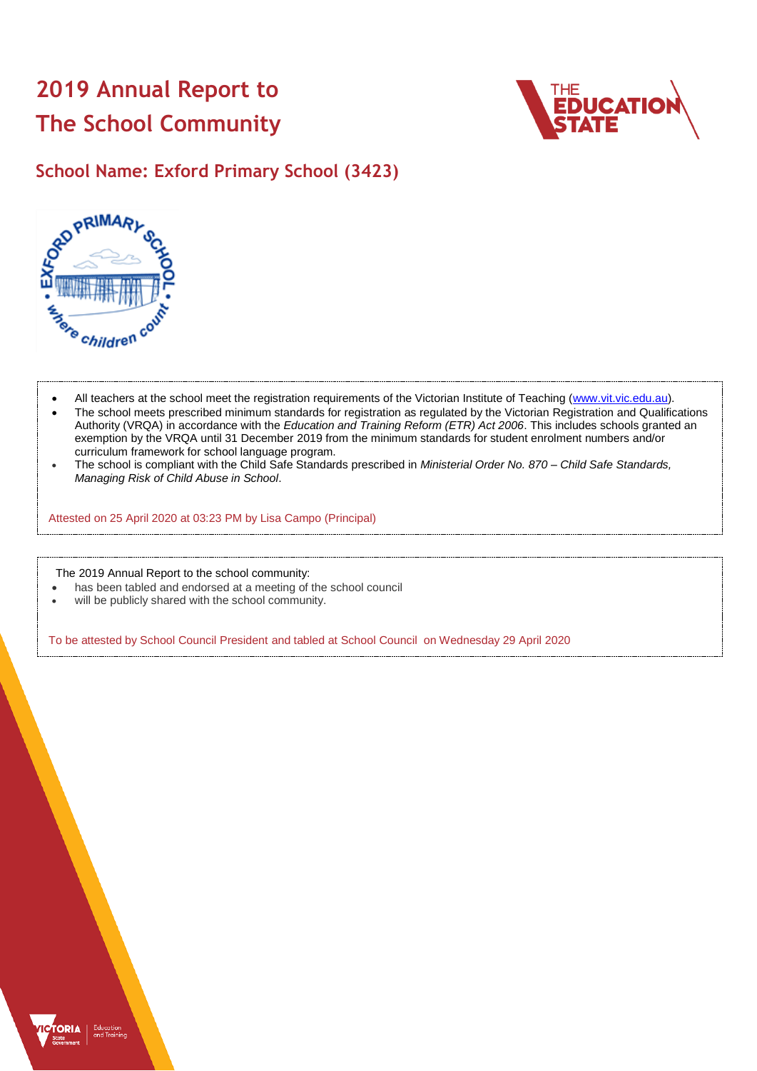# 2019 Annual Report to The School Community

## School Name: Exford Primary School (3423)

- All teachers at the school meet the registration requirements of the Victorian Institute of Teaching (www.vit.vic.edu.au).
- The school meets prescribed minimum standards for registration as regulated by the Victorian Registration and Qualifications Authority (VRQA) in accordance with the *Education and Training Reform (ETR) Act 2006*. This includes schools granted an exemption by the VRQA until 31 December 2019 from the minimum standards for student enrolment numbers and/or curriculum framework for school language program.
- The school is compliant with the Child Safe Standards prescribed in *Ministerial Order No. 870 – Child Safe Standards, Managing Risk of Child Abuse in School*.

Attested on 25 April 2020 at 03:23 PM by Lisa Campo (Principal)

The 2019 Annual Report to the school community:

- has been tabled and endorsed at a meeting of the school council
- will be publicly shared with the school community.

To be attested by School Council President and tabled at School Council on Wednesday 29 April 2020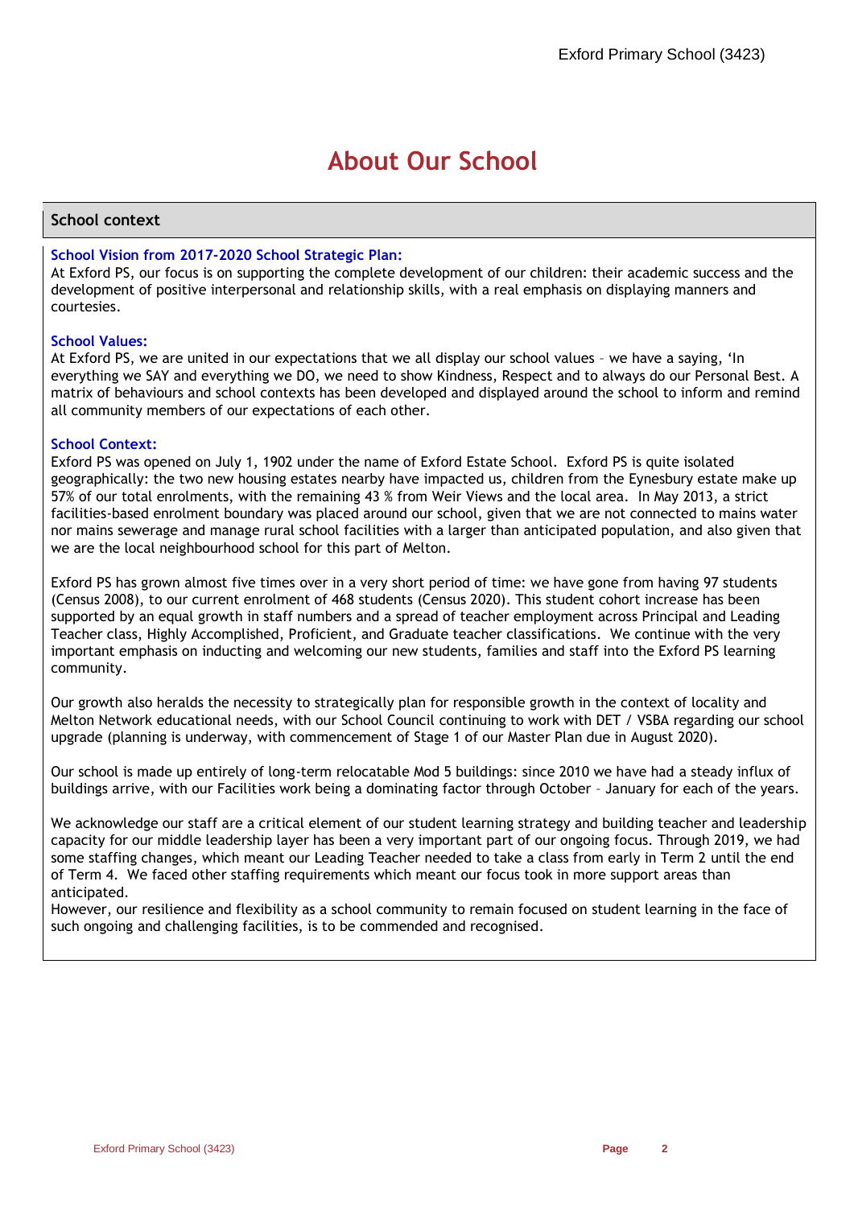# About Our School

## School context

### School Vision from 2017-2020 School Strategic Plan:

At Exford PS, our focus is on supporting the complete development of our children: their academic success and the development of positive interpersonal and relationship skills, with a real emphasis on displaying manners and courtesies.

### School Values:

At Exford PS, we are united in our expectations that we all display our school values – we have a saying, 'In everything we SAY and everything we DO, we need to show Kindness, Respect and to always do our Personal Best. A matrix of behaviours and school contexts has been developed and displayed around the school to inform and remind all community members of our expectations of each other.

### School Context:

Exford PS was opened on July 1, 1902 under the name of Exford Estate School. Exford PS is quite isolated geographically: the two new housing estates nearby have impacted us, children from the Eynesbury estate make up 57% of our total enrolments, with the remaining 43 % from Weir Views and the local area. In May 2013, a strict facilities-based enrolment boundary was placed around our school, given that we are not connected to mains water nor mains sewerage and manage rural school facilities with a larger than anticipated population, and also given that we are the local neighbourhood school for this part of Melton.

Exford PS has grown almost five times over in a very short period of time: we have gone from having 97 students (Census 2008), to our current enrolment of 468 students (Census 2020). This student cohort increase has been supported by an equal growth in staff numbers and a spread of teacher employment across Principal and Leading Teacher class, Highly Accomplished, Proficient, and Graduate teacher classifications. We continue with the very important emphasis on inducting and welcoming our new students, families and staff into the Exford PS learning community.

Our growth also heralds the necessity to strategically plan for responsible growth in the context of locality and Melton Network educational needs, with our School Council continuing to work with DET / VSBA regarding our school upgrade (planning is underway, with commencement of Stage 1 of our Master Plan due in August 2020).

Our school is made up entirely of long-term relocatable Mod 5 buildings: since 2010 we have had a steady influx of buildings arrive, with our Facilities work being a dominating factor through October – January for each of the years.

We acknowledge our staff are a critical element of our student learning strategy and building teacher and leadership capacity for our middle leadership layer has been a very important part of our ongoing focus. Through 2019, we had some staffing changes, which meant our Leading Teacher needed to take a class from early in Term 2 until the end of Term 4. We faced other staffing requirements which meant our focus took in more support areas than anticipated.

However, our resilience and flexibility as a school community to remain focused on student learning in the face of such ongoing and challenging facilities, is to be commended and recognised.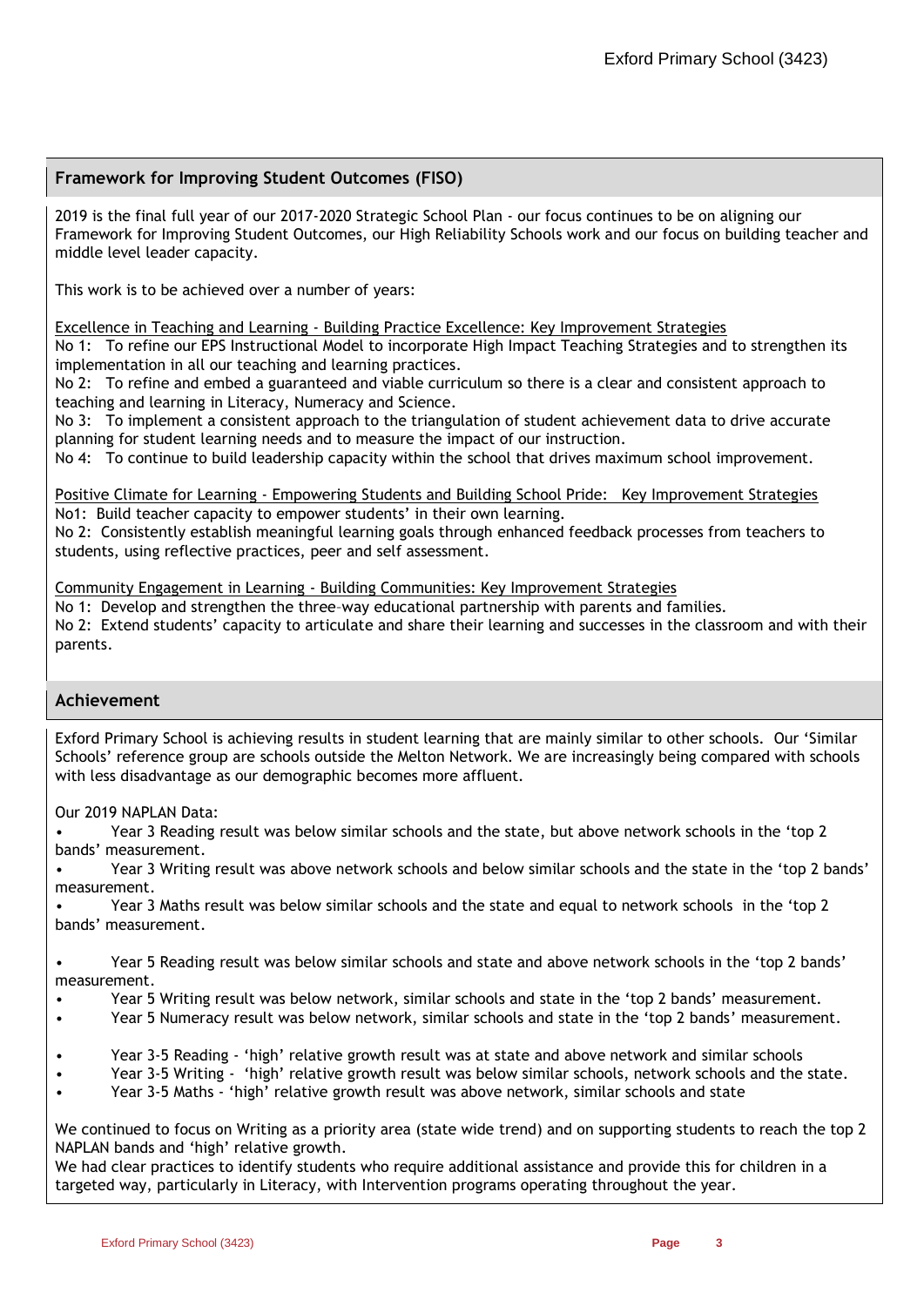## Framework for Improving Student Outcomes (FISO)

2019 is the final full year of our 2017-2020 Strategic School Plan - our focus continues to be on aligning our Framework for Improving Student Outcomes, our High Reliability Schools work and our focus on building teacher and middle level leader capacity.

This work is to be achieved over a number of years:

Excellence in Teaching and Learning - Building Practice Excellence: Key Improvement Strategies

No 1: To refine our EPS Instructional Model to incorporate High Impact Teaching Strategies and to strengthen its implementation in all our teaching and learning practices.

No 2: To refine and embed a guaranteed and viable curriculum so there is a clear and consistent approach to teaching and learning in Literacy, Numeracy and Science.

No 3: To implement a consistent approach to the triangulation of student achievement data to drive accurate planning for student learning needs and to measure the impact of our instruction.

No 4: To continue to build leadership capacity within the school that drives maximum school improvement.

Positive Climate for Learning - Empowering Students and Building School Pride: Key Improvement Strategies

No1: Build teacher capacity to empower students' in their own learning.

No 2: Consistently establish meaningful learning goals through enhanced feedback processes from teachers to students, using reflective practices, peer and self assessment.

Community Engagement in Learning - Building Communities: Key Improvement Strategies

No 1: Develop and strengthen the three-way educational partnership with parents and families.

No 2: Extend students' capacity to articulate and share their learning and successes in the classroom and with their parents.

## Achievement

Exford Primary School is achieving results in student learning that are mainly similar to other schools. Our 'Similar Schools' reference group are schools outside the Melton Network. We are increasingly being compared with schools with less disadvantage as our demographic becomes more affluent.

Our 2019 NAPLAN Data:

- Year 3 Reading result was below similar schools and the state, but above network schools in the 'top 2 bands' measurement.
- Year 3 Writing result was above network schools and below similar schools and the state in the 'top 2 bands' measurement.
- Year 3 Maths result was below similar schools and the state and equal to network schools in the 'top 2 bands' measurement.

- Year 5 Reading result was below similar schools and state and above network schools in the 'top 2 bands' measurement.
- Year 5 Writing result was below network, similar schools and state in the 'top 2 bands' measurement.
- Year 5 Numeracy result was below network, similar schools and state in the 'top 2 bands' measurement.

- Year 3-5 Reading - 'high' relative growth result was at state and above network and similar schools
- Year 3-5 Writing - 'high' relative growth result was below similar schools, network schools and the state.
- Year 3-5 Maths - 'high' relative growth result was above network, similar schools and state

We continued to focus on Writing as a priority area (state wide trend) and on supporting students to reach the top 2 NAPLAN bands and 'high' relative growth.

We had clear practices to identify students who require additional assistance and provide this for children in a targeted way, particularly in Literacy, with Intervention programs operating throughout the year.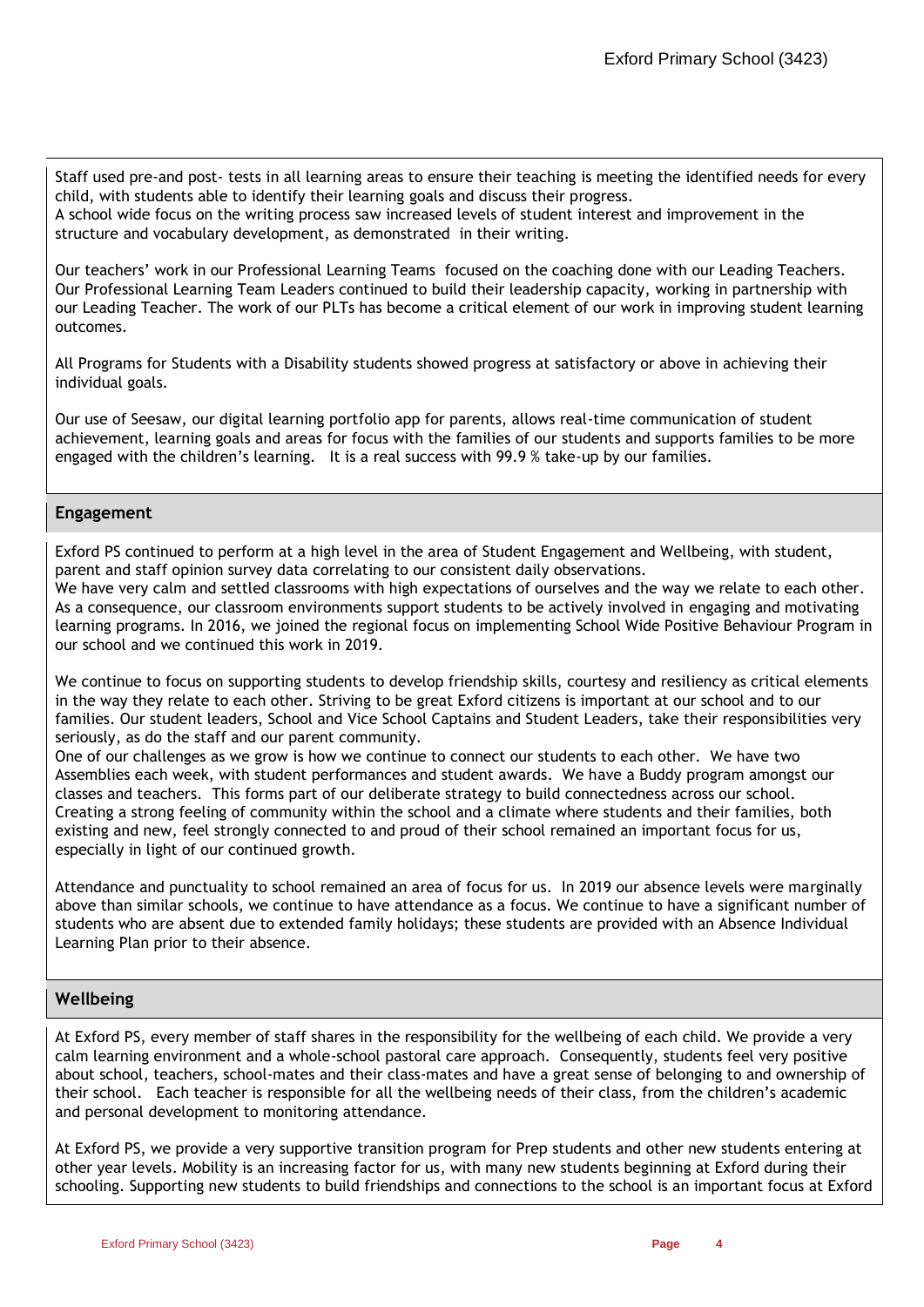Staff used pre-and post- tests in all learning areas to ensure their teaching is meeting the identified needs for every child, with students able to identify their learning goals and discuss their progress.
A school wide focus on the writing process saw increased levels of student interest and improvement in the structure and vocabulary development, as demonstrated in their writing.

Our teachers' work in our Professional Learning Teams focused on the coaching done with our Leading Teachers. Our Professional Learning Team Leaders continued to build their leadership capacity, working in partnership with our Leading Teacher. The work of our PLTs has become a critical element of our work in improving student learning outcomes.

All Programs for Students with a Disability students showed progress at satisfactory or above in achieving their individual goals.

Our use of Seesaw, our digital learning portfolio app for parents, allows real-time communication of student achievement, learning goals and areas for focus with the families of our students and supports families to be more engaged with the children's learning. It is a real success with 99.9 % take-up by our families.

## Engagement

Exford PS continued to perform at a high level in the area of Student Engagement and Wellbeing, with student, parent and staff opinion survey data correlating to our consistent daily observations.
We have very calm and settled classrooms with high expectations of ourselves and the way we relate to each other. As a consequence, our classroom environments support students to be actively involved in engaging and motivating learning programs. In 2016, we joined the regional focus on implementing School Wide Positive Behaviour Program in our school and we continued this work in 2019.

We continue to focus on supporting students to develop friendship skills, courtesy and resiliency as critical elements in the way they relate to each other. Striving to be great Exford citizens is important at our school and to our families. Our student leaders, School and Vice School Captains and Student Leaders, take their responsibilities very seriously, as do the staff and our parent community.
One of our challenges as we grow is how we continue to connect our students to each other. We have two Assemblies each week, with student performances and student awards. We have a Buddy program amongst our classes and teachers. This forms part of our deliberate strategy to build connectedness across our school. Creating a strong feeling of community within the school and a climate where students and their families, both existing and new, feel strongly connected to and proud of their school remained an important focus for us, especially in light of our continued growth.

Attendance and punctuality to school remained an area of focus for us. In 2019 our absence levels were marginally above than similar schools, we continue to have attendance as a focus. We continue to have a significant number of students who are absent due to extended family holidays; these students are provided with an Absence Individual Learning Plan prior to their absence.

## Wellbeing

At Exford PS, every member of staff shares in the responsibility for the wellbeing of each child. We provide a very calm learning environment and a whole-school pastoral care approach. Consequently, students feel very positive about school, teachers, school-mates and their class-mates and have a great sense of belonging to and ownership of their school. Each teacher is responsible for all the wellbeing needs of their class, from the children's academic and personal development to monitoring attendance.

At Exford PS, we provide a very supportive transition program for Prep students and other new students entering at other year levels. Mobility is an increasing factor for us, with many new students beginning at Exford during their schooling. Supporting new students to build friendships and connections to the school is an important focus at Exford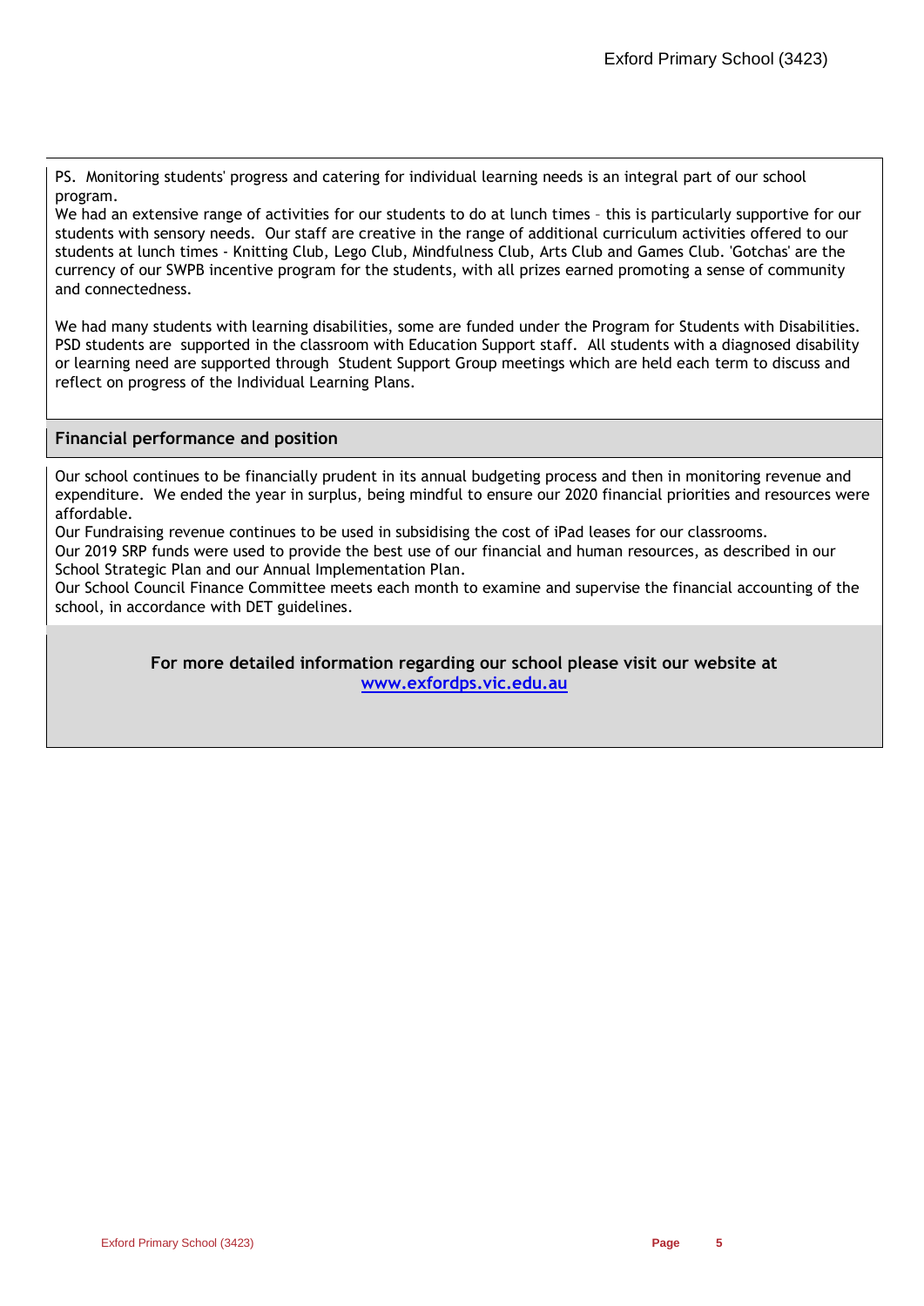PS. Monitoring students' progress and catering for individual learning needs is an integral part of our school program.
We had an extensive range of activities for our students to do at lunch times – this is particularly supportive for our students with sensory needs. Our staff are creative in the range of additional curriculum activities offered to our students at lunch times - Knitting Club, Lego Club, Mindfulness Club, Arts Club and Games Club. 'Gotchas' are the currency of our SWPB incentive program for the students, with all prizes earned promoting a sense of community and connectedness.

We had many students with learning disabilities, some are funded under the Program for Students with Disabilities. PSD students are supported in the classroom with Education Support staff. All students with a diagnosed disability or learning need are supported through Student Support Group meetings which are held each term to discuss and reflect on progress of the Individual Learning Plans.

## Financial performance and position

Our school continues to be financially prudent in its annual budgeting process and then in monitoring revenue and expenditure. We ended the year in surplus, being mindful to ensure our 2020 financial priorities and resources were affordable.
Our Fundraising revenue continues to be used in subsidising the cost of iPad leases for our classrooms.
Our 2019 SRP funds were used to provide the best use of our financial and human resources, as described in our School Strategic Plan and our Annual Implementation Plan.
Our School Council Finance Committee meets each month to examine and supervise the financial accounting of the school, in accordance with DET guidelines.

**For more detailed information regarding our school please visit our website at [www.exfordps.vic.edu.au](www.exfordps.vic.edu.au)**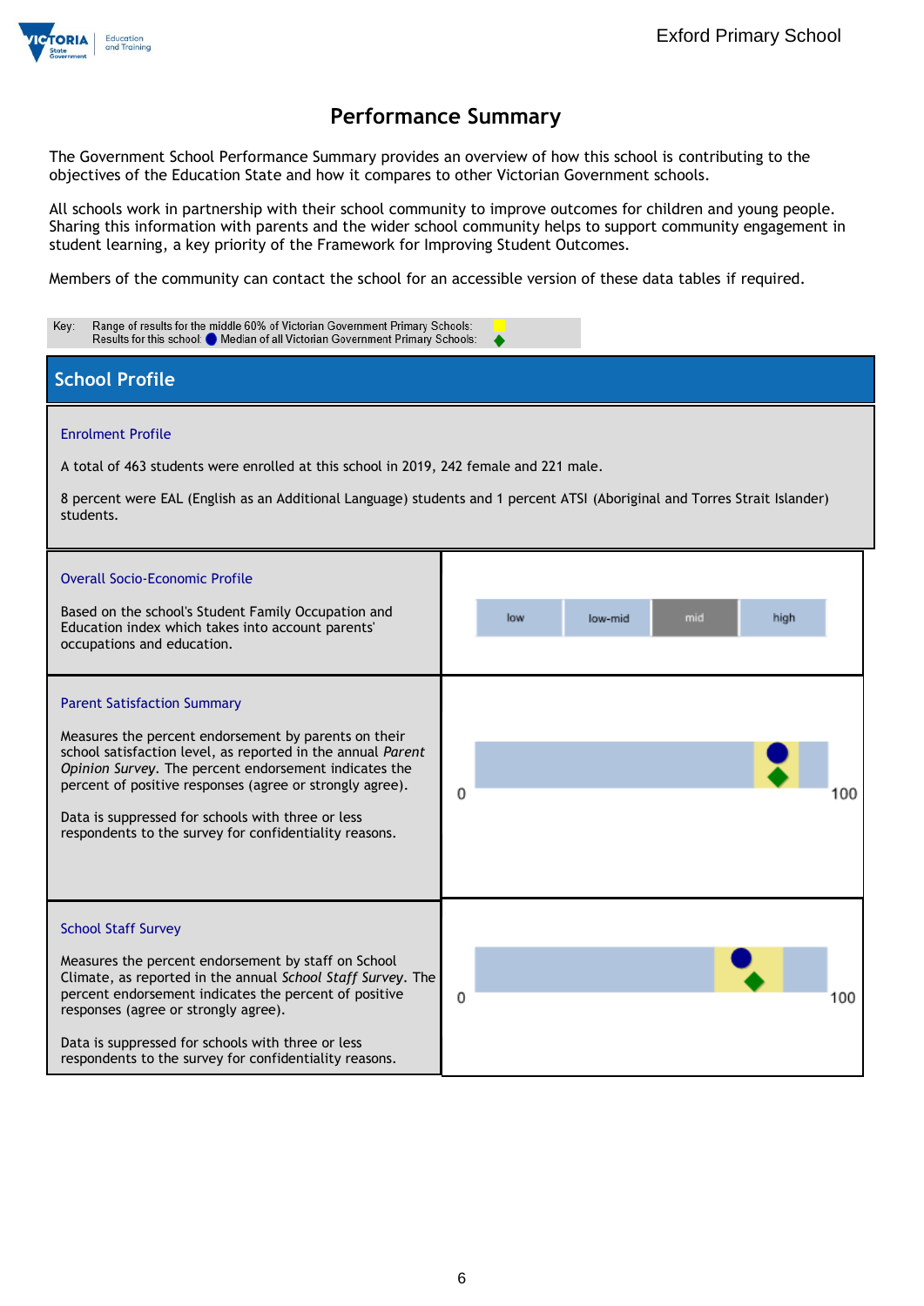Exford Primary School

# Performance Summary

The Government School Performance Summary provides an overview of how this school is contributing to the objectives of the Education State and how it compares to other Victorian Government schools.

All schools work in partnership with their school community to improve outcomes for children and young people. Sharing this information with parents and the wider school community helps to support community engagement in student learning, a key priority of the Framework for Improving Student Outcomes.

Members of the community can contact the school for an accessible version of these data tables if required.

Key: Range of results for the middle 60% of Victorian Government Primary Schools:
Results for this school: ● Median of all Victorian Government Primary Schools: ◆

## School Profile

### Enrolment Profile

A total of 463 students were enrolled at this school in 2019, 242 female and 221 male.

8 percent were EAL (English as an Additional Language) students and 1 percent ATSI (Aboriginal and Torres Strait Islander) students.

### Overall Socio-Economic Profile

Based on the school's Student Family Occupation and Education index which takes into account parents' occupations and education.

| low | low-mid | mid | high |
|---|---|---|---|

### Parent Satisfaction Summary

Measures the percent endorsement by parents on their school satisfaction level, as reported in the annual *Parent Opinion Survey*. The percent endorsement indicates the percent of positive responses (agree or strongly agree).

Data is suppressed for schools with three or less respondents to the survey for confidentiality reasons.

0 100

### School Staff Survey

Measures the percent endorsement by staff on School Climate, as reported in the annual *School Staff Survey*. The percent endorsement indicates the percent of positive responses (agree or strongly agree).

Data is suppressed for schools with three or less respondents to the survey for confidentiality reasons.

0 100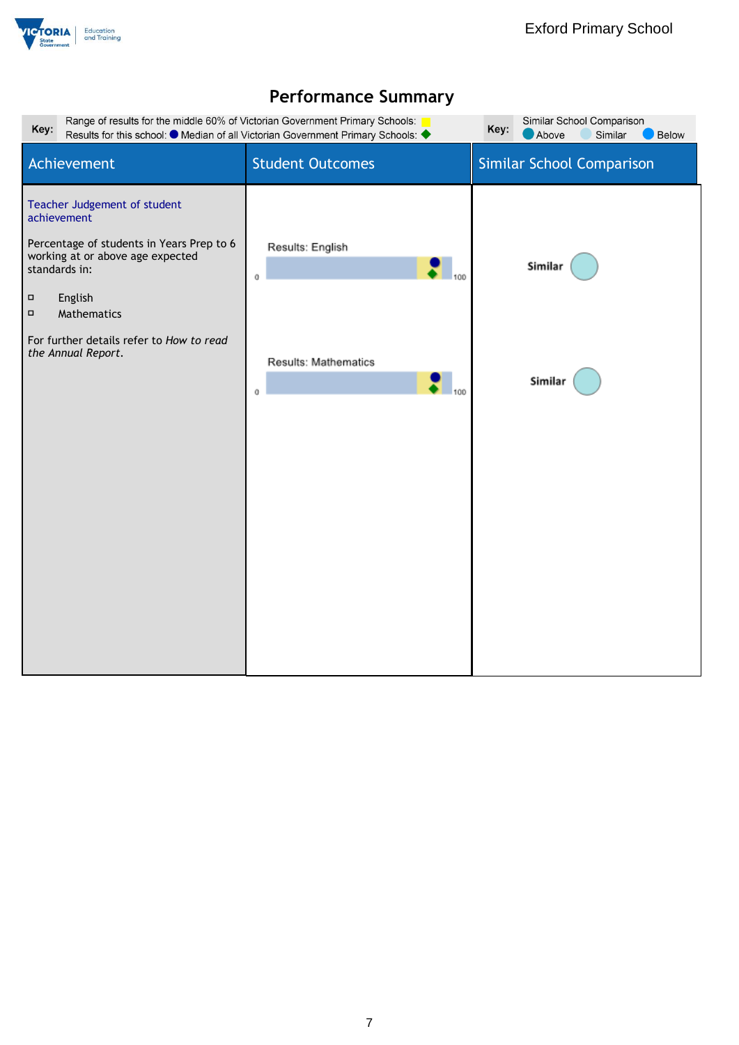# Performance Summary

**Key:** Range of results for the middle 60% of Victorian Government Primary Schools: ■
Results for this school: ● Median of all Victorian Government Primary Schools: ◆

**Key:** Similar School Comparison
● Above ● Similar ● Below

| Achievement | Student Outcomes | Similar School Comparison |
|---|---|---|
| Teacher Judgement of student achievement<br><br>Percentage of students in Years Prep to 6 working at or above age expected standards in:<br><br>▫ English<br>▫ Mathematics<br><br>For further details refer to *How to read the Annual Report*. | Results: English (0–100)<br><br>Results: Mathematics (0–100) | Similar<br><br>Similar |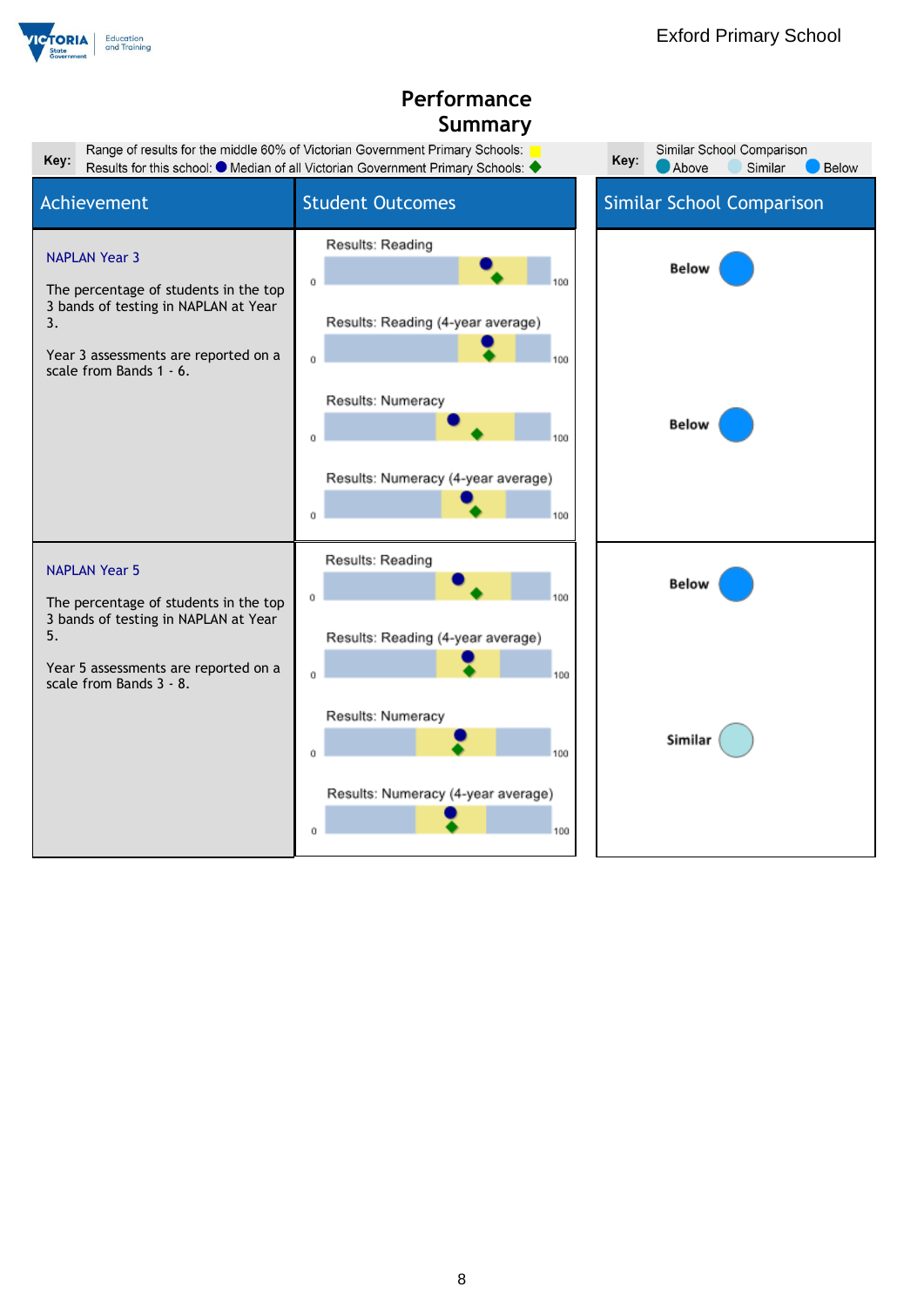# Performance Summary

**Key:** Range of results for the middle 60% of Victorian Government Primary Schools: (yellow)
Results for this school: ● Median of all Victorian Government Primary Schools: ◆

**Key:** Similar School Comparison: Above, Similar, Below

| Achievement | Student Outcomes | Similar School Comparison |
|---|---|---|
| **NAPLAN Year 3**<br><br>The percentage of students in the top 3 bands of testing in NAPLAN at Year 3.<br><br>Year 3 assessments are reported on a scale from Bands 1 - 6. | Results: Reading (0–100)<br><br>Results: Reading (4-year average) (0–100)<br><br>Results: Numeracy (0–100)<br><br>Results: Numeracy (4-year average) (0–100) | Below<br><br>Below |
| **NAPLAN Year 5**<br><br>The percentage of students in the top 3 bands of testing in NAPLAN at Year 5.<br><br>Year 5 assessments are reported on a scale from Bands 3 - 8. | Results: Reading (0–100)<br><br>Results: Reading (4-year average) (0–100)<br><br>Results: Numeracy (0–100)<br><br>Results: Numeracy (4-year average) (0–100) | Below<br><br>Similar |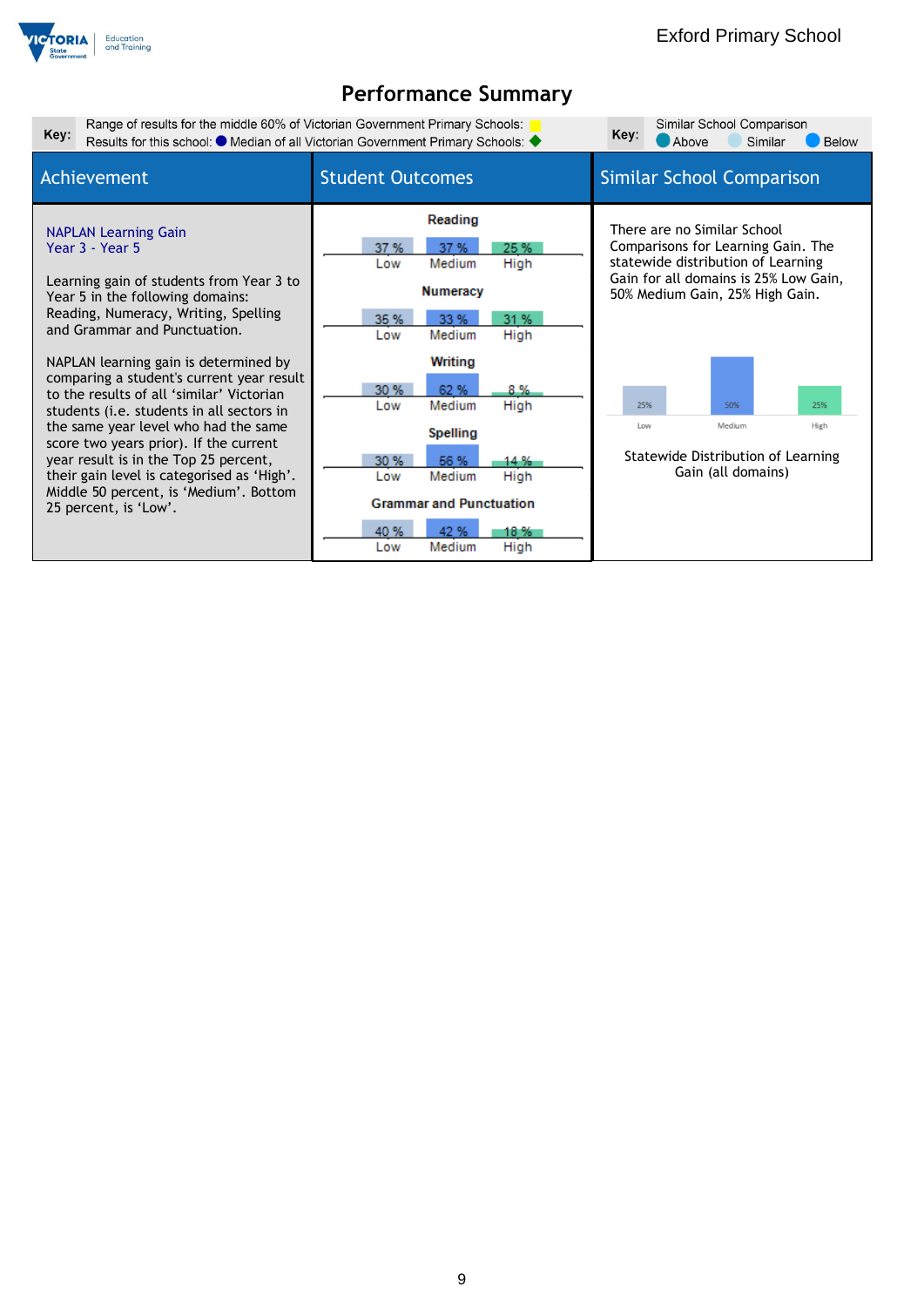# Performance Summary

**Key:** Range of results for the middle 60% of Victorian Government Primary Schools: (yellow) Results for this school: ● Median of all Victorian Government Primary Schools: ◆

**Key:** Similar School Comparison: Above, Similar, Below

| Achievement | Student Outcomes | Similar School Comparison |
|---|---|---|
| **NAPLAN Learning Gain Year 3 - Year 5**<br><br>Learning gain of students from Year 3 to Year 5 in the following domains: Reading, Numeracy, Writing, Spelling and Grammar and Punctuation.<br><br>NAPLAN learning gain is determined by comparing a student's current year result to the results of all 'similar' Victorian students (i.e. students in all sectors in the same year level who had the same score two years prior). If the current year result is in the Top 25 percent, their gain level is categorised as 'High'. Middle 50 percent, is 'Medium'. Bottom 25 percent, is 'Low'. | **Reading**: Low 37 %, Medium 37 %, High 25 %<br><br>**Numeracy**: Low 35 %, Medium 33 %, High 31 %<br><br>**Writing**: Low 30 %, Medium 62 %, High 8 %<br><br>**Spelling**: Low 30 %, Medium 56 %, High 14 %<br><br>**Grammar and Punctuation**: Low 40 %, Medium 42 %, High 18 % | There are no Similar School Comparisons for Learning Gain. The statewide distribution of Learning Gain for all domains is 25% Low Gain, 50% Medium Gain, 25% High Gain.<br><br>Low 25%, Medium 50%, High 25%<br><br>Statewide Distribution of Learning Gain (all domains) |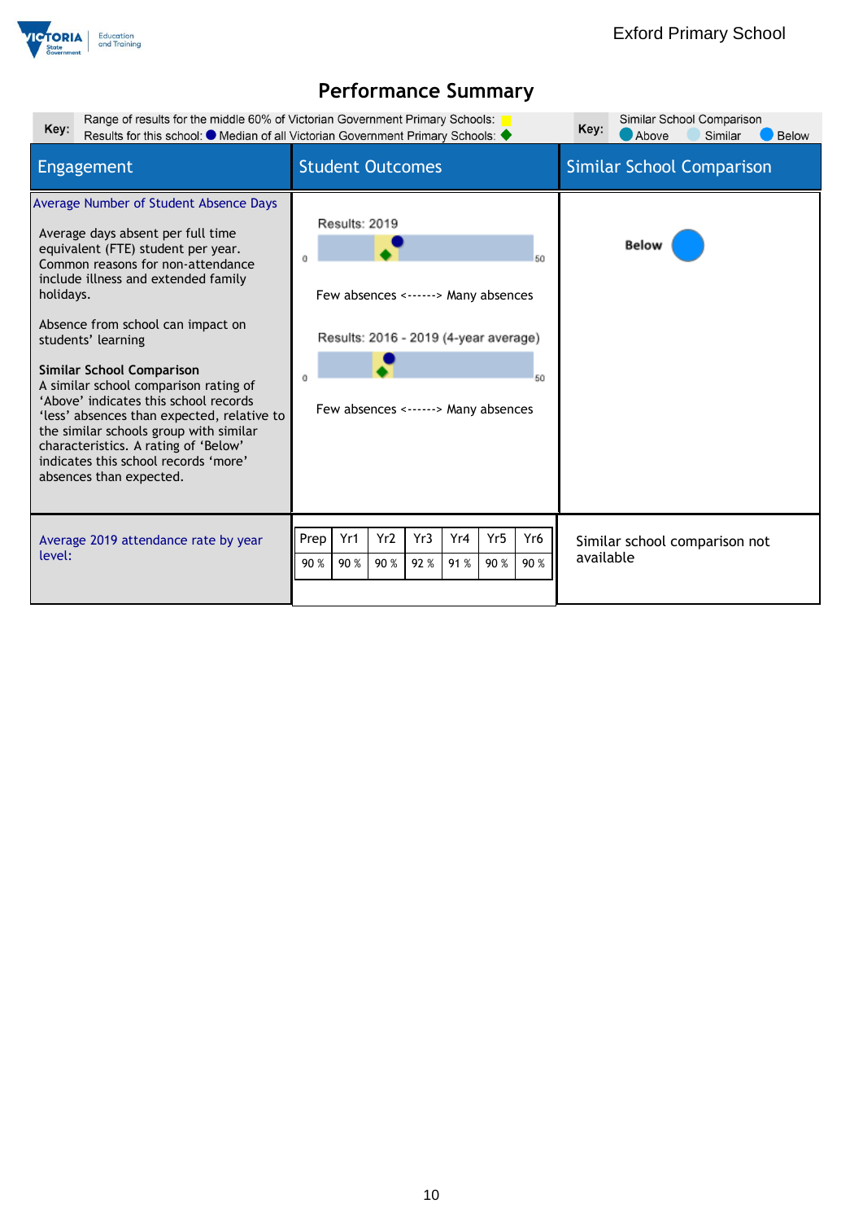## Performance Summary

**Key:** Range of results for the middle 60% of Victorian Government Primary Schools: (yellow)
Results for this school: ● Median of all Victorian Government Primary Schools: ◆

**Key:** Similar School Comparison: Above, Similar, Below

| Engagement | Student Outcomes | Similar School Comparison |
|---|---|---|
| **Average Number of Student Absence Days**<br><br>Average days absent per full time equivalent (FTE) student per year. Common reasons for non-attendance include illness and extended family holidays.<br><br>Absence from school can impact on students' learning<br><br>**Similar School Comparison**<br>A similar school comparison rating of 'Above' indicates this school records 'less' absences than expected, relative to the similar schools group with similar characteristics. A rating of 'Below' indicates this school records 'more' absences than expected. | Results: 2019<br>0 – 50<br>Few absences <------> Many absences<br><br>Results: 2016 - 2019 (4-year average)<br>0 – 50<br>Few absences <------> Many absences | **Below** |
| Average 2019 attendance rate by year level: | Prep: 90 %, Yr1: 90 %, Yr2: 90 %, Yr3: 92 %, Yr4: 91 %, Yr5: 90 %, Yr6: 90 % | Similar school comparison not available |

| Prep | Yr1 | Yr2 | Yr3 | Yr4 | Yr5 | Yr6 |
|---|---|---|---|---|---|---|
| 90 % | 90 % | 90 % | 92 % | 91 % | 90 % | 90 % |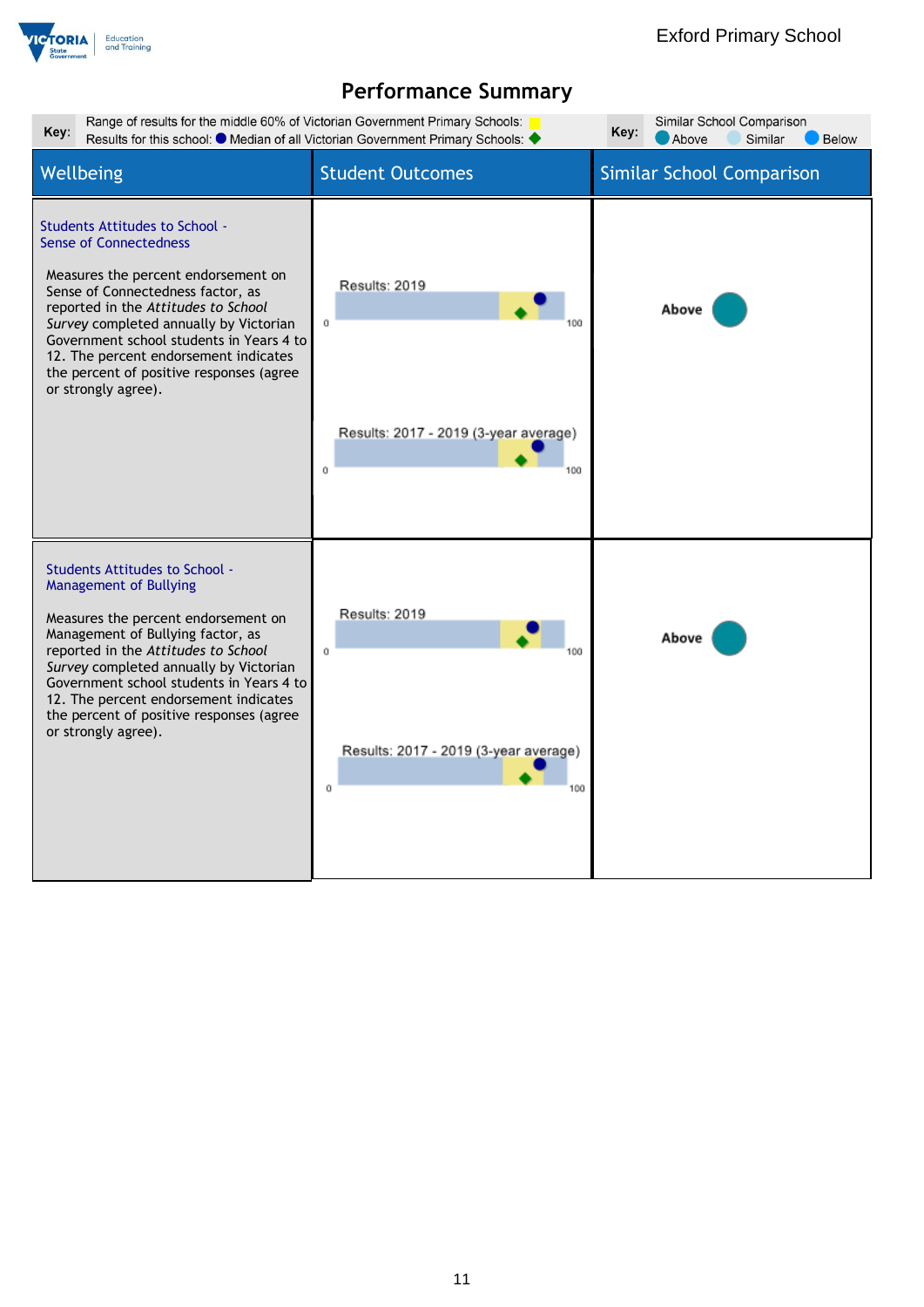# Performance Summary

**Key:** Range of results for the middle 60% of Victorian Government Primary Schools: (yellow) Results for this school: ● Median of all Victorian Government Primary Schools: ◆

**Key:** Similar School Comparison: Above, Similar, Below

| Wellbeing | Student Outcomes | Similar School Comparison |
|---|---|---|
| **Students Attitudes to School - Sense of Connectedness**<br><br>Measures the percent endorsement on Sense of Connectedness factor, as reported in the *Attitudes to School Survey* completed annually by Victorian Government school students in Years 4 to 12. The percent endorsement indicates the percent of positive responses (agree or strongly agree). | Results: 2019 (0–100)<br><br>Results: 2017 - 2019 (3-year average) (0–100) | Above |
| **Students Attitudes to School - Management of Bullying**<br><br>Measures the percent endorsement on Management of Bullying factor, as reported in the *Attitudes to School Survey* completed annually by Victorian Government school students in Years 4 to 12. The percent endorsement indicates the percent of positive responses (agree or strongly agree). | Results: 2019 (0–100)<br><br>Results: 2017 - 2019 (3-year average) (0–100) | Above |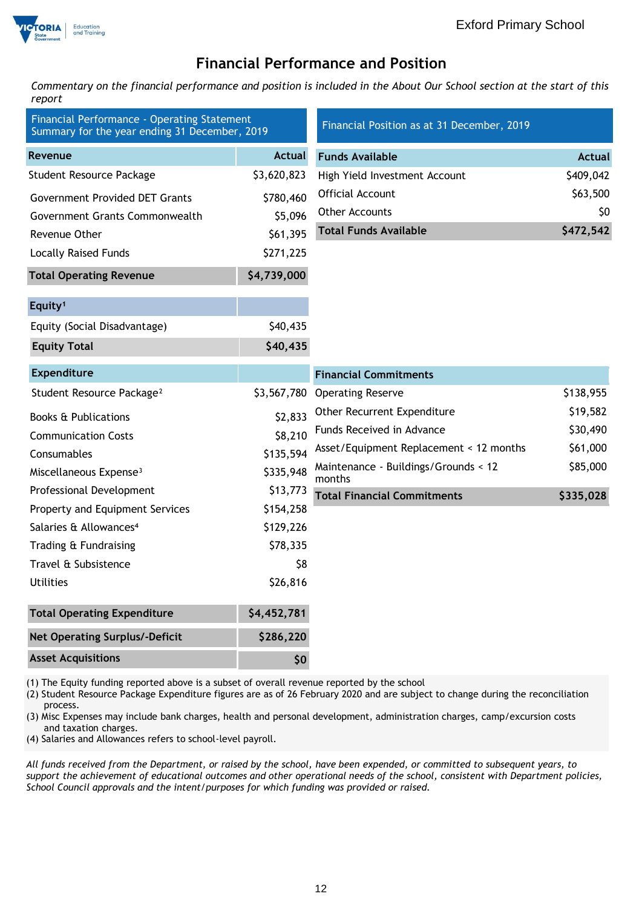## Financial Performance and Position

*Commentary on the financial performance and position is included in the About Our School section at the start of this report*

### Financial Performance - Operating Statement Summary for the year ending 31 December, 2019

| Revenue | Actual |
|---|---|
| Student Resource Package | $3,620,823 |
| Government Provided DET Grants | $780,460 |
| Government Grants Commonwealth | $5,096 |
| Revenue Other | $61,395 |
| Locally Raised Funds | $271,225 |
| **Total Operating Revenue** | **$4,739,000** |

| Equity[1] | |
|---|---|
| Equity (Social Disadvantage) | $40,435 |
| **Equity Total** | **$40,435** |

| Expenditure | |
|---|---|
| Student Resource Package[2] | $3,567,780 |
| Books & Publications | $2,833 |
| Communication Costs | $8,210 |
| Consumables | $135,594 |
| Miscellaneous Expense[3] | $335,948 |
| Professional Development | $13,773 |
| Property and Equipment Services | $154,258 |
| Salaries & Allowances[4] | $129,226 |
| Trading & Fundraising | $78,335 |
| Travel & Subsistence | $8 |
| Utilities | $26,816 |
| **Total Operating Expenditure** | **$4,452,781** |
| **Net Operating Surplus/-Deficit** | **$286,220** |
| **Asset Acquisitions** | **$0** |

### Financial Position as at 31 December, 2019

| Funds Available | Actual |
|---|---|
| High Yield Investment Account | $409,042 |
| Official Account | $63,500 |
| Other Accounts | $0 |
| **Total Funds Available** | **$472,542** |

| Financial Commitments | |
|---|---|
| Operating Reserve | $138,955 |
| Other Recurrent Expenditure | $19,582 |
| Funds Received in Advance | $30,490 |
| Asset/Equipment Replacement < 12 months | $61,000 |
| Maintenance - Buildings/Grounds < 12 months | $85,000 |
| **Total Financial Commitments** | **$335,028** |

(1) The Equity funding reported above is a subset of overall revenue reported by the school
(2) Student Resource Package Expenditure figures are as of 26 February 2020 and are subject to change during the reconciliation process.
(3) Misc Expenses may include bank charges, health and personal development, administration charges, camp/excursion costs and taxation charges.
(4) Salaries and Allowances refers to school-level payroll.

*All funds received from the Department, or raised by the school, have been expended, or committed to subsequent years, to support the achievement of educational outcomes and other operational needs of the school, consistent with Department policies, School Council approvals and the intent/purposes for which funding was provided or raised.*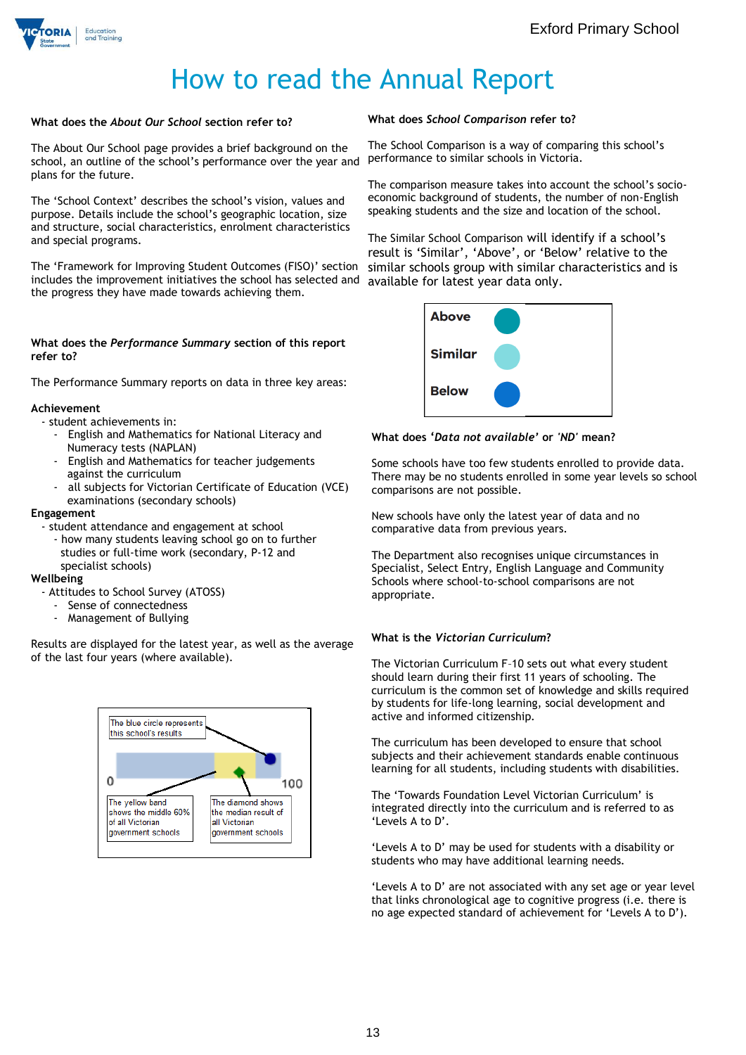# How to read the Annual Report

### What does the *About Our School* section refer to?

The About Our School page provides a brief background on the school, an outline of the school's performance over the year and plans for the future.

The 'School Context' describes the school's vision, values and purpose. Details include the school's geographic location, size and structure, social characteristics, enrolment characteristics and special programs.

The 'Framework for Improving Student Outcomes (FISO)' section includes the improvement initiatives the school has selected and the progress they have made towards achieving them.

### What does the *Performance Summary* section of this report refer to?

The Performance Summary reports on data in three key areas:

**Achievement**
- student achievements in:
  - English and Mathematics for National Literacy and Numeracy tests (NAPLAN)
  - English and Mathematics for teacher judgements against the curriculum
  - all subjects for Victorian Certificate of Education (VCE) examinations (secondary schools)

**Engagement**
- student attendance and engagement at school
  - how many students leaving school go on to further studies or full-time work (secondary, P-12 and specialist schools)

**Wellbeing**
- Attitudes to School Survey (ATOSS)
  - Sense of connectedness
  - Management of Bullying

Results are displayed for the latest year, as well as the average of the last four years (where available).

The blue circle represents this school's results

0

100

The yellow band shows the middle 60% of all Victorian government schools

The diamond shows the median result of all Victorian government schools

### What does *School Comparison* refer to?

The School Comparison is a way of comparing this school's performance to similar schools in Victoria.

The comparison measure takes into account the school's socio-economic background of students, the number of non-English speaking students and the size and location of the school.

The Similar School Comparison will identify if a school's result is 'Similar', 'Above', or 'Below' relative to the similar schools group with similar characteristics and is available for latest year data only.

Above

Similar

Below

### What does '*Data not available*' or '*ND*' mean?

Some schools have too few students enrolled to provide data. There may be no students enrolled in some year levels so school comparisons are not possible.

New schools have only the latest year of data and no comparative data from previous years.

The Department also recognises unique circumstances in Specialist, Select Entry, English Language and Community Schools where school-to-school comparisons are not appropriate.

### What is the *Victorian Curriculum*?

The Victorian Curriculum F–10 sets out what every student should learn during their first 11 years of schooling. The curriculum is the common set of knowledge and skills required by students for life-long learning, social development and active and informed citizenship.

The curriculum has been developed to ensure that school subjects and their achievement standards enable continuous learning for all students, including students with disabilities.

The 'Towards Foundation Level Victorian Curriculum' is integrated directly into the curriculum and is referred to as 'Levels A to D'.

'Levels A to D' may be used for students with a disability or students who may have additional learning needs.

'Levels A to D' are not associated with any set age or year level that links chronological age to cognitive progress (i.e. there is no age expected standard of achievement for 'Levels A to D').